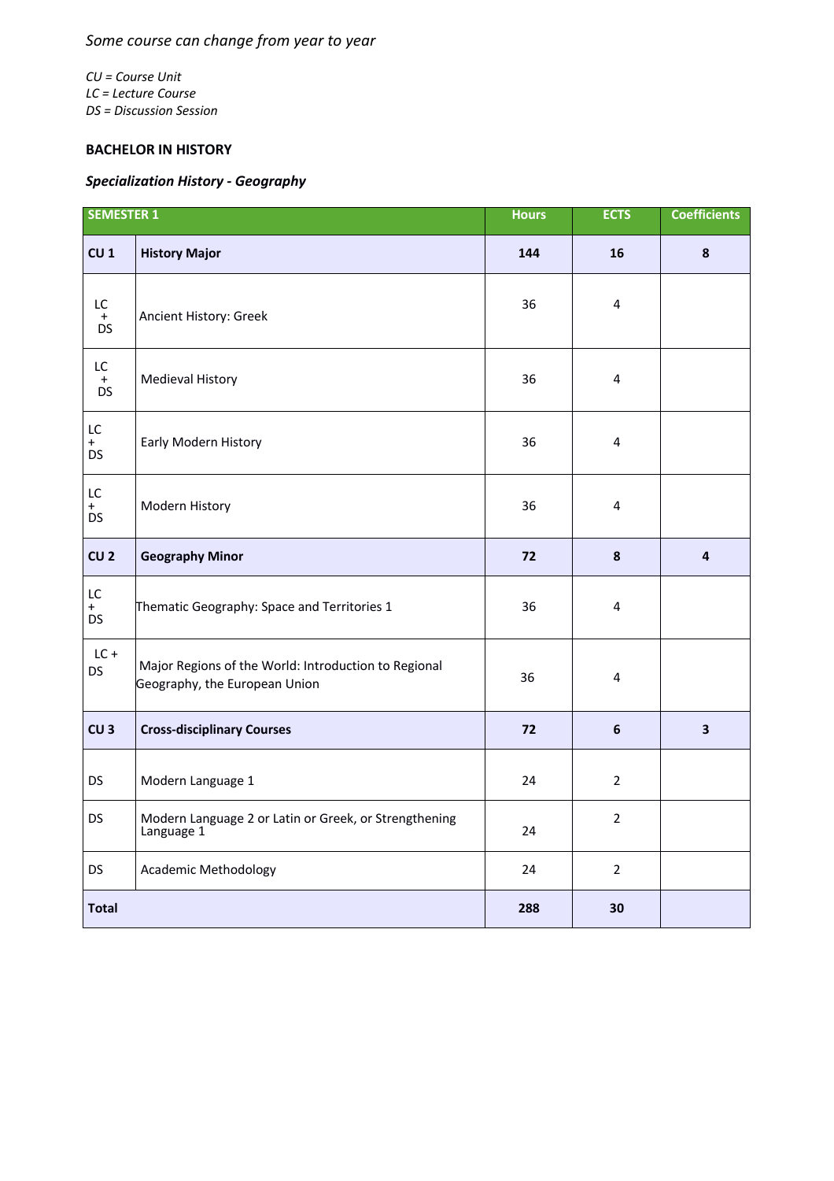*Some course can change from year to year*

*CU = Course Unit*
*LC = Lecture Course*
*DS = Discussion Session*

**BACHELOR IN HISTORY**

***Specialization History - Geography***

| SEMESTER 1 | | Hours | ECTS | Coefficients |
|---|---|---|---|---|
| **CU 1** | **History Major** | **144** | **16** | **8** |
| LC + DS | Ancient History: Greek | 36 | 4 | |
| LC + DS | Medieval History | 36 | 4 | |
| LC + DS | Early Modern History | 36 | 4 | |
| LC + DS | Modern History | 36 | 4 | |
| **CU 2** | **Geography Minor** | **72** | **8** | **4** |
| LC + DS | Thematic Geography: Space and Territories 1 | 36 | 4 | |
| LC + DS | Major Regions of the World: Introduction to Regional Geography, the European Union | 36 | 4 | |
| **CU 3** | **Cross-disciplinary Courses** | **72** | **6** | **3** |
| DS | Modern Language 1 | 24 | 2 | |
| DS | Modern Language 2 or Latin or Greek, or Strengthening Language 1 | 24 | 2 | |
| DS | Academic Methodology | 24 | 2 | |
| **Total** | | **288** | **30** | |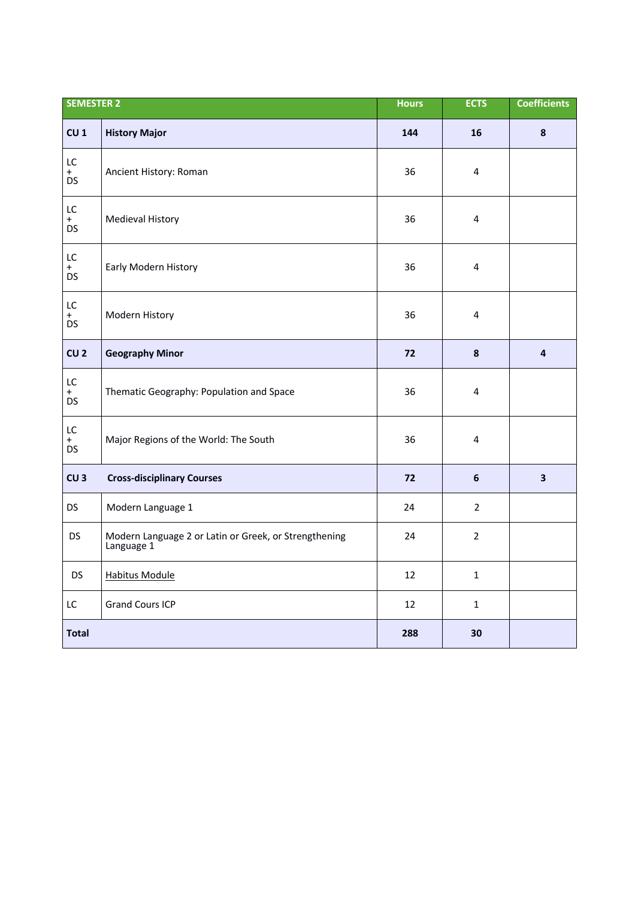| SEMESTER 2 | | Hours | ECTS | Coefficients |
|---|---|---|---|---|
| **CU 1** | **History Major** | **144** | **16** | **8** |
| LC + DS | Ancient History: Roman | 36 | 4 | |
| LC + DS | Medieval History | 36 | 4 | |
| LC + DS | Early Modern History | 36 | 4 | |
| LC + DS | Modern History | 36 | 4 | |
| **CU 2** | **Geography Minor** | **72** | **8** | **4** |
| LC + DS | Thematic Geography: Population and Space | 36 | 4 | |
| LC + DS | Major Regions of the World: The South | 36 | 4 | |
| **CU 3** | **Cross-disciplinary Courses** | **72** | **6** | **3** |
| DS | Modern Language 1 | 24 | 2 | |
| DS | Modern Language 2 or Latin or Greek, or Strengthening Language 1 | 24 | 2 | |
| DS | Habitus Module | 12 | 1 | |
| LC | Grand Cours ICP | 12 | 1 | |
| **Total** | | **288** | **30** | |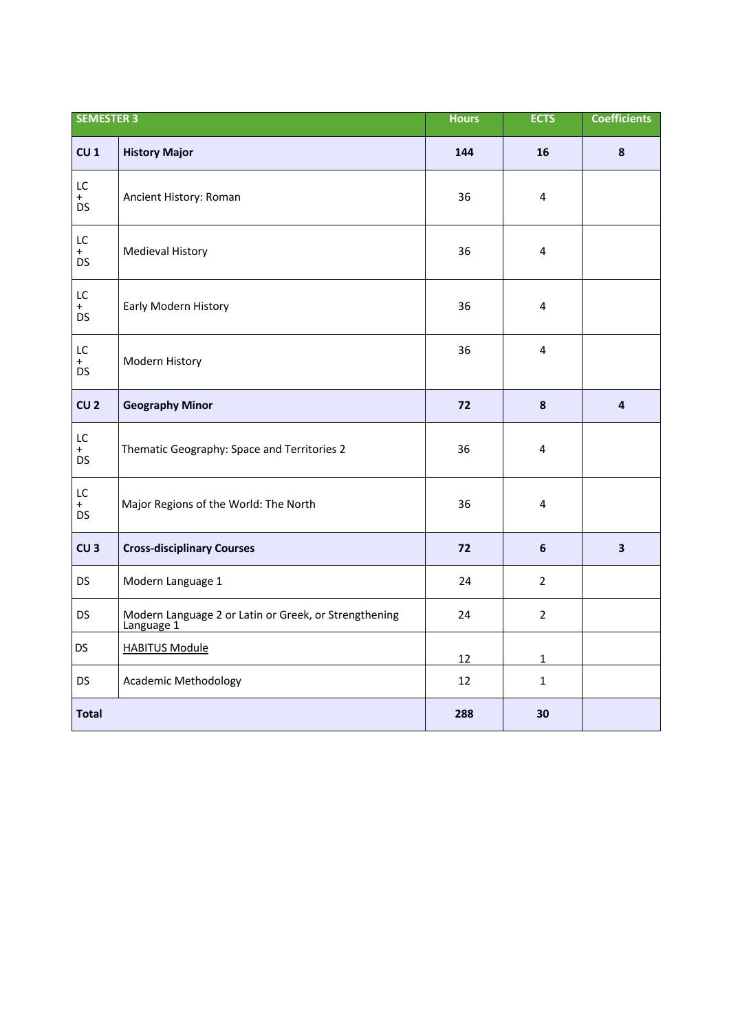| SEMESTER 3 | | Hours | ECTS | Coefficients |
|---|---|---|---|---|
| **CU 1** | **History Major** | **144** | **16** | **8** |
| LC + DS | Ancient History: Roman | 36 | 4 | |
| LC + DS | Medieval History | 36 | 4 | |
| LC + DS | Early Modern History | 36 | 4 | |
| LC + DS | Modern History | 36 | 4 | |
| **CU 2** | **Geography Minor** | **72** | **8** | **4** |
| LC + DS | Thematic Geography: Space and Territories 2 | 36 | 4 | |
| LC + DS | Major Regions of the World: The North | 36 | 4 | |
| **CU 3** | **Cross-disciplinary Courses** | **72** | **6** | **3** |
| DS | Modern Language 1 | 24 | 2 | |
| DS | Modern Language 2 or Latin or Greek, or Strengthening Language 1 | 24 | 2 | |
| DS | HABITUS Module | 12 | 1 | |
| DS | Academic Methodology | 12 | 1 | |
| **Total** | | **288** | **30** | |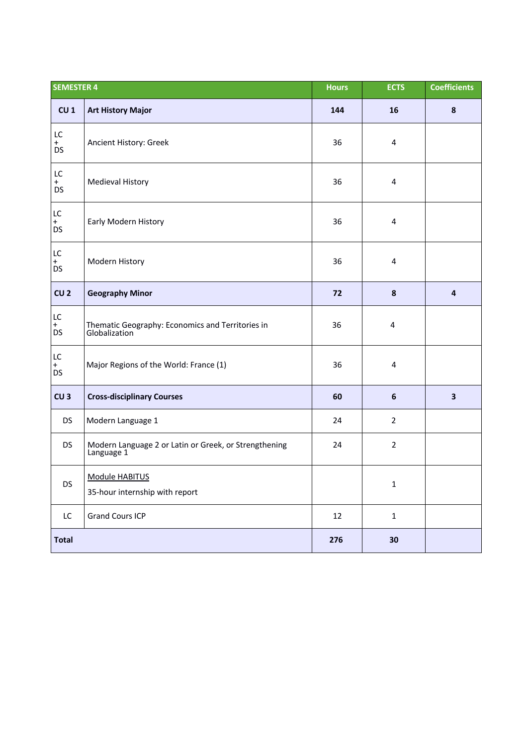| SEMESTER 4 | | Hours | ECTS | Coefficients |
|---|---|---|---|---|
| **CU 1** | **Art History Major** | **144** | **16** | **8** |
| LC + DS | Ancient History: Greek | 36 | 4 | |
| LC + DS | Medieval History | 36 | 4 | |
| LC + DS | Early Modern History | 36 | 4 | |
| LC + DS | Modern History | 36 | 4 | |
| **CU 2** | **Geography Minor** | **72** | **8** | **4** |
| LC + DS | Thematic Geography: Economics and Territories in Globalization | 36 | 4 | |
| LC + DS | Major Regions of the World: France (1) | 36 | 4 | |
| **CU 3** | **Cross-disciplinary Courses** | **60** | **6** | **3** |
| DS | Modern Language 1 | 24 | 2 | |
| DS | Modern Language 2 or Latin or Greek, or Strengthening Language 1 | 24 | 2 | |
| DS | Module HABITUS<br>35-hour internship with report | | 1 | |
| LC | Grand Cours ICP | 12 | 1 | |
| **Total** | | **276** | **30** | |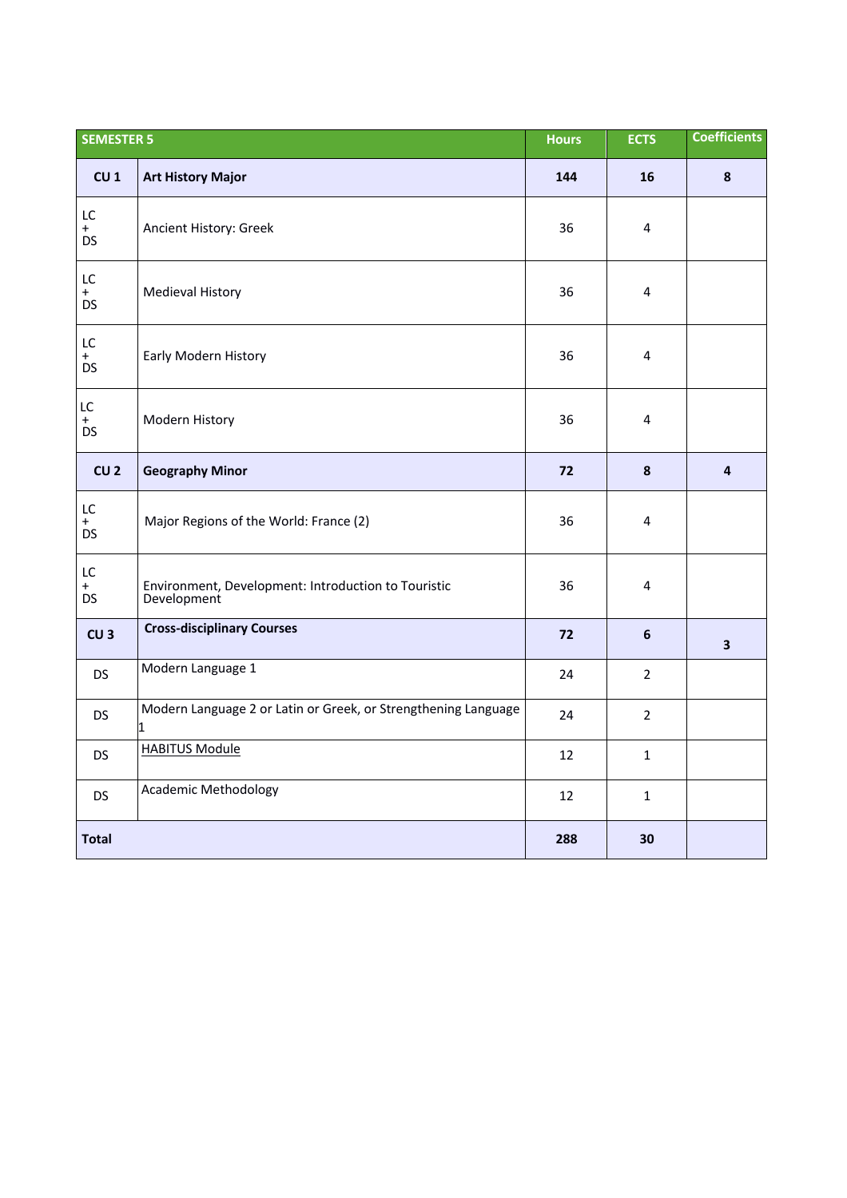| SEMESTER 5 | | Hours | ECTS | Coefficients |
|---|---|---|---|---|
| **CU 1** | **Art History Major** | **144** | **16** | **8** |
| LC + DS | Ancient History: Greek | 36 | 4 | |
| LC + DS | Medieval History | 36 | 4 | |
| LC + DS | Early Modern History | 36 | 4 | |
| LC + DS | Modern History | 36 | 4 | |
| **CU 2** | **Geography Minor** | **72** | **8** | **4** |
| LC + DS | Major Regions of the World: France (2) | 36 | 4 | |
| LC + DS | Environment, Development: Introduction to Touristic Development | 36 | 4 | |
| **CU 3** | **Cross-disciplinary Courses** | **72** | **6** | **3** |
| DS | Modern Language 1 | 24 | 2 | |
| DS | Modern Language 2 or Latin or Greek, or Strengthening Language 1 | 24 | 2 | |
| DS | HABITUS Module | 12 | 1 | |
| DS | Academic Methodology | 12 | 1 | |
| **Total** | | **288** | **30** | |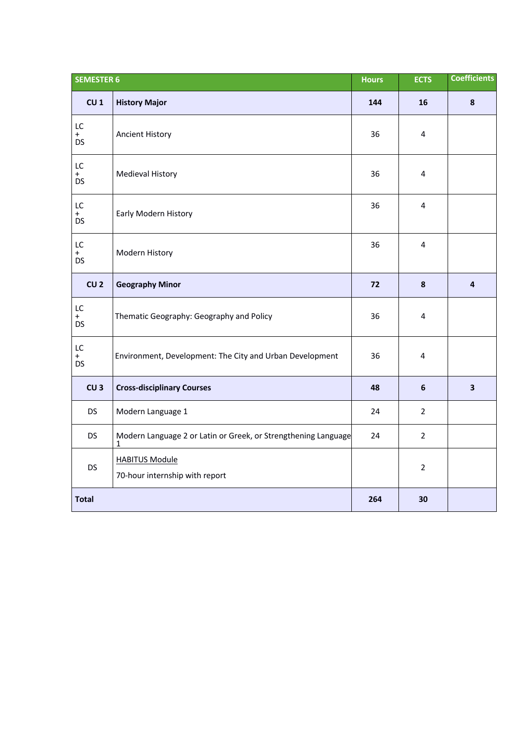| SEMESTER 6 | | Hours | ECTS | Coefficients |
|---|---|---|---|---|
| **CU 1** | **History Major** | **144** | **16** | **8** |
| LC + DS | Ancient History | 36 | 4 | |
| LC + DS | Medieval History | 36 | 4 | |
| LC + DS | Early Modern History | 36 | 4 | |
| LC + DS | Modern History | 36 | 4 | |
| **CU 2** | **Geography Minor** | **72** | **8** | **4** |
| LC + DS | Thematic Geography: Geography and Policy | 36 | 4 | |
| LC + DS | Environment, Development: The City and Urban Development | 36 | 4 | |
| **CU 3** | **Cross-disciplinary Courses** | **48** | **6** | **3** |
| DS | Modern Language 1 | 24 | 2 | |
| DS | Modern Language 2 or Latin or Greek, or Strengthening Language 1 | 24 | 2 | |
| DS | HABITUS Module<br>70-hour internship with report | | 2 | |
| **Total** | | **264** | **30** | |